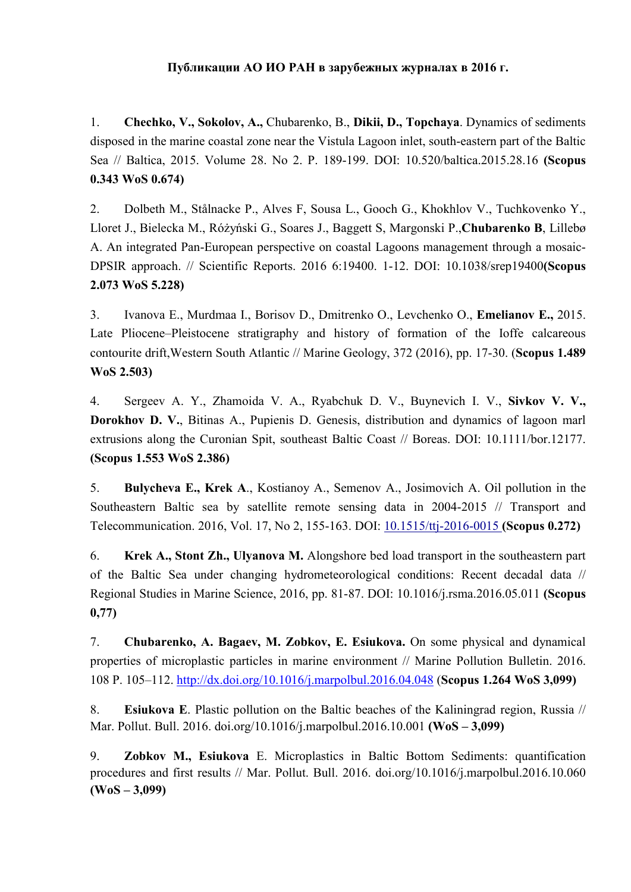**Публикации АО ИО РАН в зарубежных журналах в 2016 г.**

1. **Chechko, V., Sokolov, A.,** Chubarenko, B., **Dikii, D., Topchaya**. Dynamics of sediments disposed in the marine coastal zone near the Vistula Lagoon inlet, south-eastern part of the Baltic Sea // Baltica, 2015. Volume 28. No 2. P. 189-199. DOI: 10.520/baltica.2015.28.16 **(Scopus 0.343 WoS 0.674)**

2. Dolbeth M., Stålnacke P., Alves F, Sousa L., Gooch G., Khokhlov V., Tuchkovenko Y., Lloret J., Bielecka M., Różyński G., Soares J., Baggett S, Margonski P.,**Chubarenko B**, Lillebø A. An integrated Pan-European perspective on coastal Lagoons management through a mosaic-DPSIR approach. // Scientific Reports. 2016 6:19400. 1-12. DOI: 10.1038/srep19400**(Scopus 2.073 WoS 5.228)**

3. Ivanova E., Murdmaa I., Borisov D., Dmitrenko O., Levchenko O., **Emelianov E.,** 2015. Late Pliocene–Pleistocene stratigraphy and history of formation of the Ioffe calcareous contourite drift,Western South Atlantic // Marine Geology, 372 (2016), pp. 17-30. (**Scopus 1.489 WoS 2.503)**

4. Sergeev A. Y., Zhamoida V. A., Ryabchuk D. V., Buynevich I. V., **Sivkov V. V., Dorokhov D. V.**, Bitinas A., Pupienis D. Genesis, distribution and dynamics of lagoon marl extrusions along the Curonian Spit, southeast Baltic Coast // Boreas. DOI: 10.1111/bor.12177. **(Scopus 1.553 WoS 2.386)**

5. **Bulycheva E., Krek A**., Kostianoy A., Semenov A., Josimovich A. Oil pollution in the Southeastern Baltic sea by satellite remote sensing data in 2004-2015 // Transport and Telecommunication. 2016, Vol. 17, No 2, 155-163. DOI: 10.1515/ttj-2016-0015 **(Scopus 0.272)**

6. **Krek A., Stont Zh., Ulyanova M.** Alongshore bed load transport in the southeastern part of the Baltic Sea under changing hydrometeorological conditions: Recent decadal data // Regional Studies in Marine Science, 2016, pp. 81-87. DOI: 10.1016/j.rsma.2016.05.011 **(Scopus 0,77)**

7. **Chubarenko, A. Bagaev, M. Zobkov, E. Esiukova.** On some physical and dynamical properties of microplastic particles in marine environment // Marine Pollution Bulletin. 2016. 108 P. 105–112. http://dx.doi.org/10.1016/j.marpolbul.2016.04.048 (**Scopus 1.264 WoS 3,099)**

8. **Esiukova E**. Plastic pollution on the Baltic beaches of the Kaliningrad region, Russia // Mar. Pollut. Bull. 2016. doi.org/10.1016/j.marpolbul.2016.10.001 **(WoS – 3,099)**

9. **Zobkov M., Esiukova** E. Microplastics in Baltic Bottom Sediments: quantification procedures and first results // Mar. Pollut. Bull. 2016. doi.org/10.1016/j.marpolbul.2016.10.060 **(WoS – 3,099)**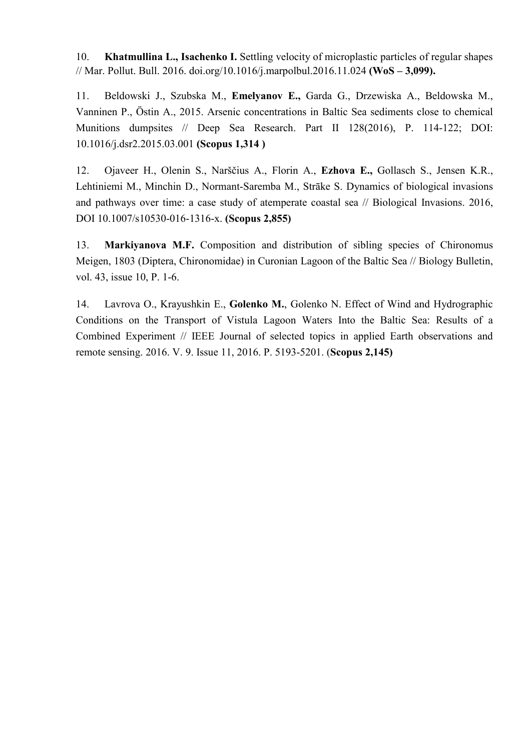10. **Khatmullina L., Isachenko I.** Settling velocity of microplastic particles of regular shapes // Mar. Pollut. Bull. 2016. doi.org/10.1016/j.marpolbul.2016.11.024 **(WoS – 3,099).**

11. Beldowski J., Szubska M., **Emelyanov E.,** Garda G., Drzewiska A., Beldowska M., Vanninen P., Östin A., 2015. Arsenic concentrations in Baltic Sea sediments close to chemical Munitions dumpsites // Deep Sea Research. Part II 128(2016), P. 114-122; DOI: 10.1016/j.dsr2.2015.03.001 **(Scopus 1,314 )**

12. Ojaveer H., Olenin S., Narščius A., Florin A., **Ezhova E.,** Gollasch S., Jensen K.R., Lehtiniemi M., Minchin D., Normant-Saremba M., Strāke S. Dynamics of biological invasions and pathways over time: a case study of atemperate coastal sea // Biological Invasions. 2016, DOI 10.1007/s10530-016-1316-x. **(Scopus 2,855)**

13. **Markiyanova M.F.** Composition and distribution of sibling species of Chironomus Meigen, 1803 (Diptera, Chironomidae) in Curonian Lagoon of the Baltic Sea // Biology Bulletin, vol. 43, issue 10, P. 1-6.

14. Lavrova O., Krayushkin E., **Golenko M.**, Golenko N. Effect of Wind and Hydrographic Conditions on the Transport of Vistula Lagoon Waters Into the Baltic Sea: Results of a Combined Experiment // IEEE Journal of selected topics in applied Earth observations and remote sensing. 2016. V. 9. Issue 11, 2016. P. 5193-5201. (**Scopus 2,145)**